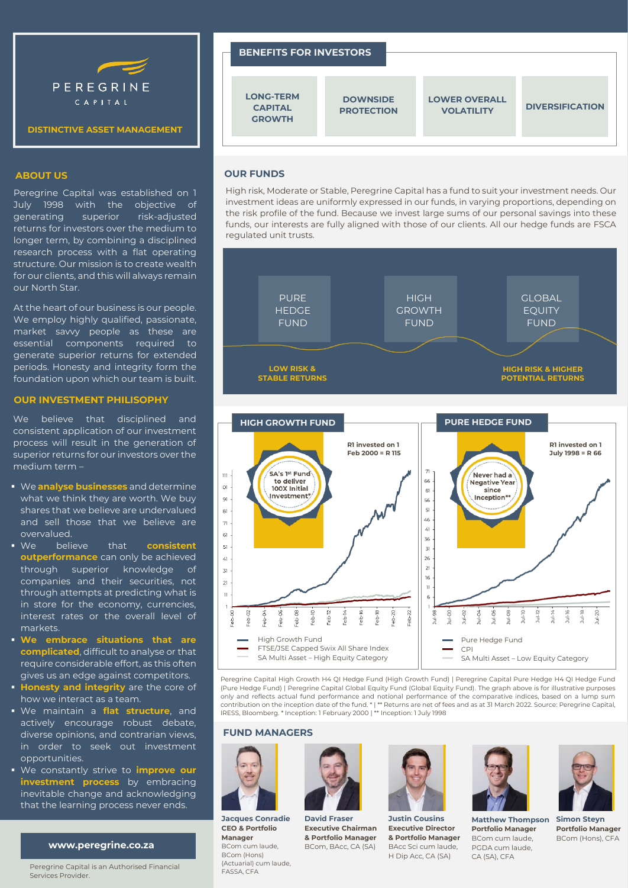# PEREGRINE CAPITAL

**DISTINCTIVE ASSET MANAGEMENT**

## ABOUT US

Peregrine Capital was established on 1 July 1998 with the objective of generating superior risk-adjusted returns for investors over the medium to longer term, by combining a disciplined research process with a flat operating structure. Our mission is to create wealth for our clients, and this will always remain our North Star.

At the heart of our business is our people. We employ highly qualified, passionate, market savvy people as these are essential components required to generate superior returns for extended periods. Honesty and integrity form the foundation upon which our team is built.

## OUR INVESTMENT PHILISOPHY

We believe that disciplined and consistent application of our investment process will result in the generation of superior returns for our investors over the medium term –

- We **analyse businesses** and determine what we think they are worth. We buy shares that we believe are undervalued and sell those that we believe are overvalued.
- We believe that **consistent outperformance** can only be achieved through superior knowledge of companies and their securities, not through attempts at predicting what is in store for the economy, currencies, interest rates or the overall level of markets.
- **We embrace situations that are complicated**, difficult to analyse or that require considerable effort, as this often gives us an edge against competitors.
- **Honesty and integrity** are the core of how we interact as a team.
- We maintain a **flat structure**, and actively encourage robust debate, diverse opinions, and contrarian views, in order to seek out investment opportunities.
- We constantly strive to **improve our investment process** by embracing inevitable change and acknowledging that the learning process never ends.

**www.peregrine.co.za**

Peregrine Capital is an Authorised Financial Services Provider.

## BENEFITS FOR INVESTORS

- LONG-TERM CAPITAL GROWTH
- DOWNSIDE PROTECTION
- LOWER OVERALL VOLATILITY
- DIVERSIFICATION

## OUR FUNDS

High risk, Moderate or Stable, Peregrine Capital has a fund to suit your investment needs. Our investment ideas are uniformly expressed in our funds, in varying proportions, depending on the risk profile of the fund. Because we invest large sums of our personal savings into these funds, our interests are fully aligned with those of our clients. All our hedge funds are FSCA regulated unit trusts.

PURE HEDGE FUND | HIGH GROWTH FUND | GLOBAL EQUITY FUND

LOW RISK & STABLE RETURNS → HIGH RISK & HIGHER POTENTIAL RETURNS

### HIGH GROWTH FUND

SA's 1st Fund to deliver 100X Initial Investment*

R1 invested on 1 Feb 2000 = R 115

- High Growth Fund
- FTSE/JSE Capped Swix All Share Index
- SA Multi Asset – High Equity Category

### PURE HEDGE FUND

Never had a Negative Year since Inception**

R1 invested on 1 July 1998 = R 66

- Pure Hedge Fund
- CPI
- SA Multi Asset – Low Equity Category

Peregrine Capital High Growth H4 QI Hedge Fund (High Growth Fund) | Peregrine Capital Pure Hedge H4 QI Hedge Fund (Pure Hedge Fund) | Peregrine Capital Global Equity Fund (Global Equity Fund). The graph above is for illustrative purposes only and reflects actual fund performance and notional performance of the comparative indices, based on a lump sum contribution on the inception date of the fund. * | ** Returns are net of fees and as at 31 March 2022. Source: Peregrine Capital, IRESS, Bloomberg. * Inception: 1 February 2000 | ** Inception: 1 July 1998

## FUND MANAGERS

**Jacques Conradie**
**CEO & Portfolio Manager**
BCom cum laude, BCom (Hons) (Actuarial) cum laude, FASSA, CFA

**David Fraser**
**Executive Chairman & Portfolio Manager**
BCom, BAcc, CA (SA)

**Justin Cousins**
**Executive Director & Portfolio Manager**
BAcc Sci cum laude, H Dip Acc, CA (SA)

**Matthew Thompson**
**Portfolio Manager**
BCom cum laude, PGDA cum laude, CA (SA), CFA

**Simon Steyn**
**Portfolio Manager**
BCom (Hons), CFA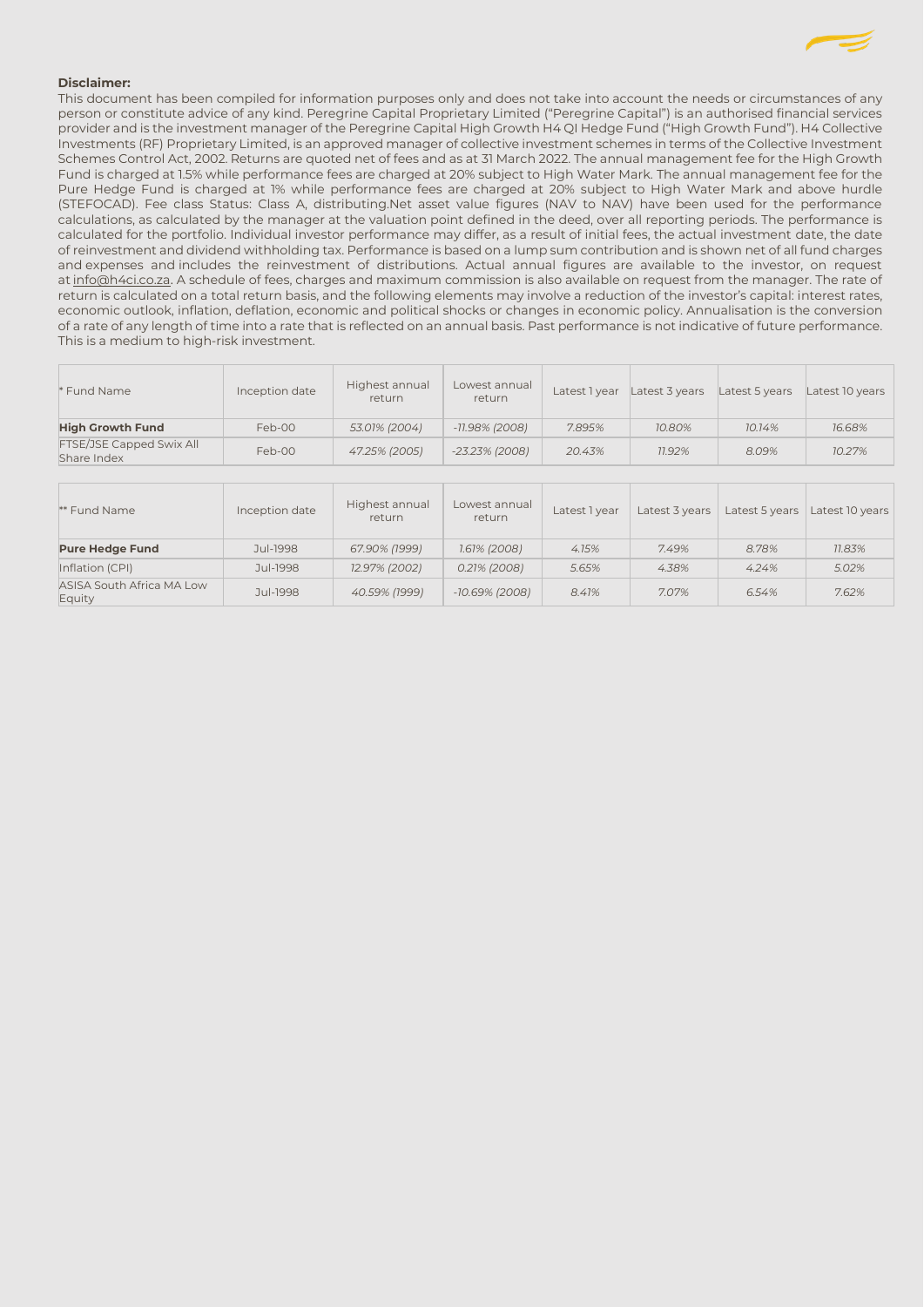**Disclaimer:**

This document has been compiled for information purposes only and does not take into account the needs or circumstances of any person or constitute advice of any kind. Peregrine Capital Proprietary Limited ("Peregrine Capital") is an authorised financial services provider and is the investment manager of the Peregrine Capital High Growth H4 QI Hedge Fund ("High Growth Fund"). H4 Collective Investments (RF) Proprietary Limited, is an approved manager of collective investment schemes in terms of the Collective Investment Schemes Control Act, 2002. Returns are quoted net of fees and as at 31 March 2022. The annual management fee for the High Growth Fund is charged at 1.5% while performance fees are charged at 20% subject to High Water Mark. The annual management fee for the Pure Hedge Fund is charged at 1% while performance fees are charged at 20% subject to High Water Mark and above hurdle (STEFOCAD). Fee class Status: Class A, distributing.Net asset value figures (NAV to NAV) have been used for the performance calculations, as calculated by the manager at the valuation point defined in the deed, over all reporting periods. The performance is calculated for the portfolio. Individual investor performance may differ, as a result of initial fees, the actual investment date, the date of reinvestment and dividend withholding tax. Performance is based on a lump sum contribution and is shown net of all fund charges and expenses and includes the reinvestment of distributions. Actual annual figures are available to the investor, on request at info@h4ci.co.za. A schedule of fees, charges and maximum commission is also available on request from the manager. The rate of return is calculated on a total return basis, and the following elements may involve a reduction of the investor's capital: interest rates, economic outlook, inflation, deflation, economic and political shocks or changes in economic policy. Annualisation is the conversion of a rate of any length of time into a rate that is reflected on an annual basis. Past performance is not indicative of future performance. This is a medium to high-risk investment.

| * Fund Name | Inception date | Highest annual return | Lowest annual return | Latest 1 year | Latest 3 years | Latest 5 years | Latest 10 years |
|---|---|---|---|---|---|---|---|
| **High Growth Fund** | Feb-00 | *53.01% (2004)* | *-11.98% (2008)* | *7.895%* | *10.80%* | *10.14%* | *16.68%* |
| FTSE/JSE Capped Swix All Share Index | Feb-00 | *47.25% (2005)* | *-23.23% (2008)* | *20.43%* | *11.92%* | *8.09%* | *10.27%* |

| ** Fund Name | Inception date | Highest annual return | Lowest annual return | Latest 1 year | Latest 3 years | Latest 5 years | Latest 10 years |
|---|---|---|---|---|---|---|---|
| **Pure Hedge Fund** | Jul-1998 | *67.90% (1999)* | *1.61% (2008)* | *4.15%* | *7.49%* | *8.78%* | *11.83%* |
| Inflation (CPI) | Jul-1998 | *12.97% (2002)* | *0.21% (2008)* | *5.65%* | *4.38%* | *4.24%* | *5.02%* |
| ASISA South Africa MA Low Equity | Jul-1998 | *40.59% (1999)* | *-10.69% (2008)* | *8.41%* | *7.07%* | *6.54%* | *7.62%* |